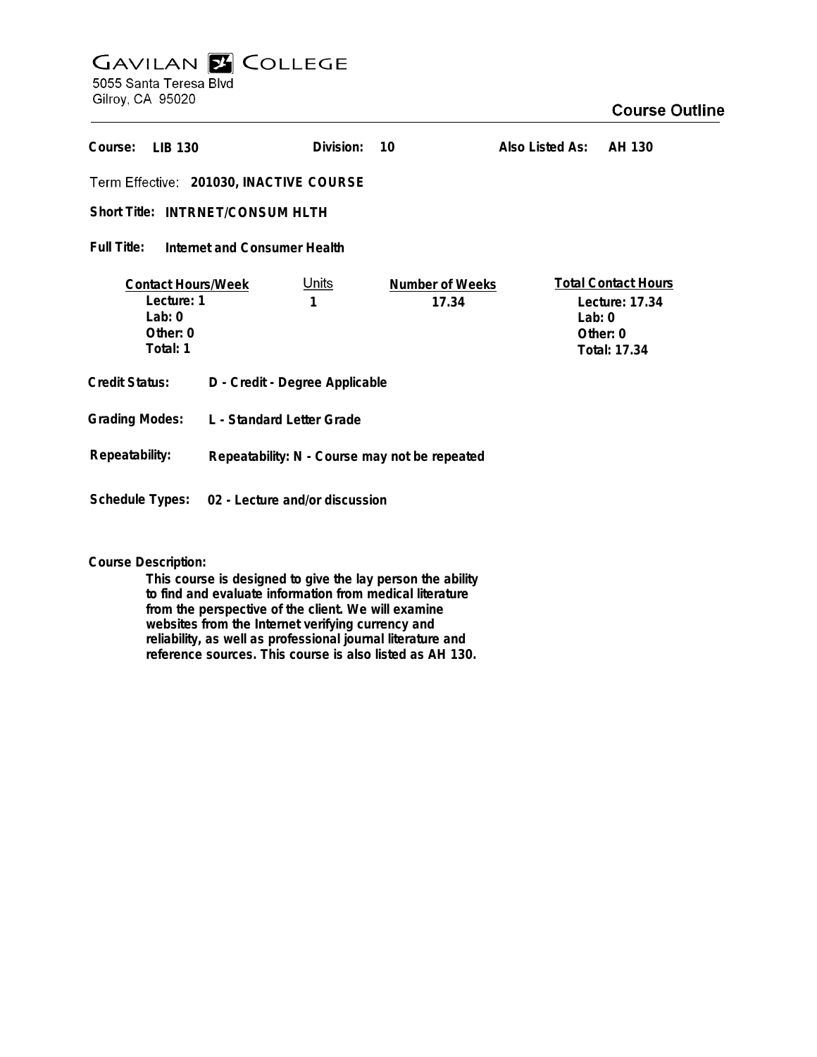# GAVILAN COLLEGE

5055 Santa Teresa Blvd
Gilroy, CA 95020

## Course Outline

**Course:** LIB 130 | **Division:** 10 | **Also Listed As:** AH 130

**Term Effective:** 201030, INACTIVE COURSE

**Short Title:** INTRNET/CONSUM HLTH

**Full Title:** Internet and Consumer Health

| Contact Hours/Week | Units | Number of Weeks | Total Contact Hours |
|---|---|---|---|
| Lecture: 1 | 1 | 17.34 | Lecture: 17.34 |
| Lab: 0 | | | Lab: 0 |
| Other: 0 | | | Other: 0 |
| Total: 1 | | | Total: 17.34 |

**Credit Status:** D - Credit - Degree Applicable

**Grading Modes:** L - Standard Letter Grade

**Repeatability:** Repeatability: N - Course may not be repeated

**Schedule Types:** 02 - Lecture and/or discussion

**Course Description:**

This course is designed to give the lay person the ability to find and evaluate information from medical literature from the perspective of the client. We will examine websites from the Internet verifying currency and reliability, as well as professional journal literature and reference sources. This course is also listed as AH 130.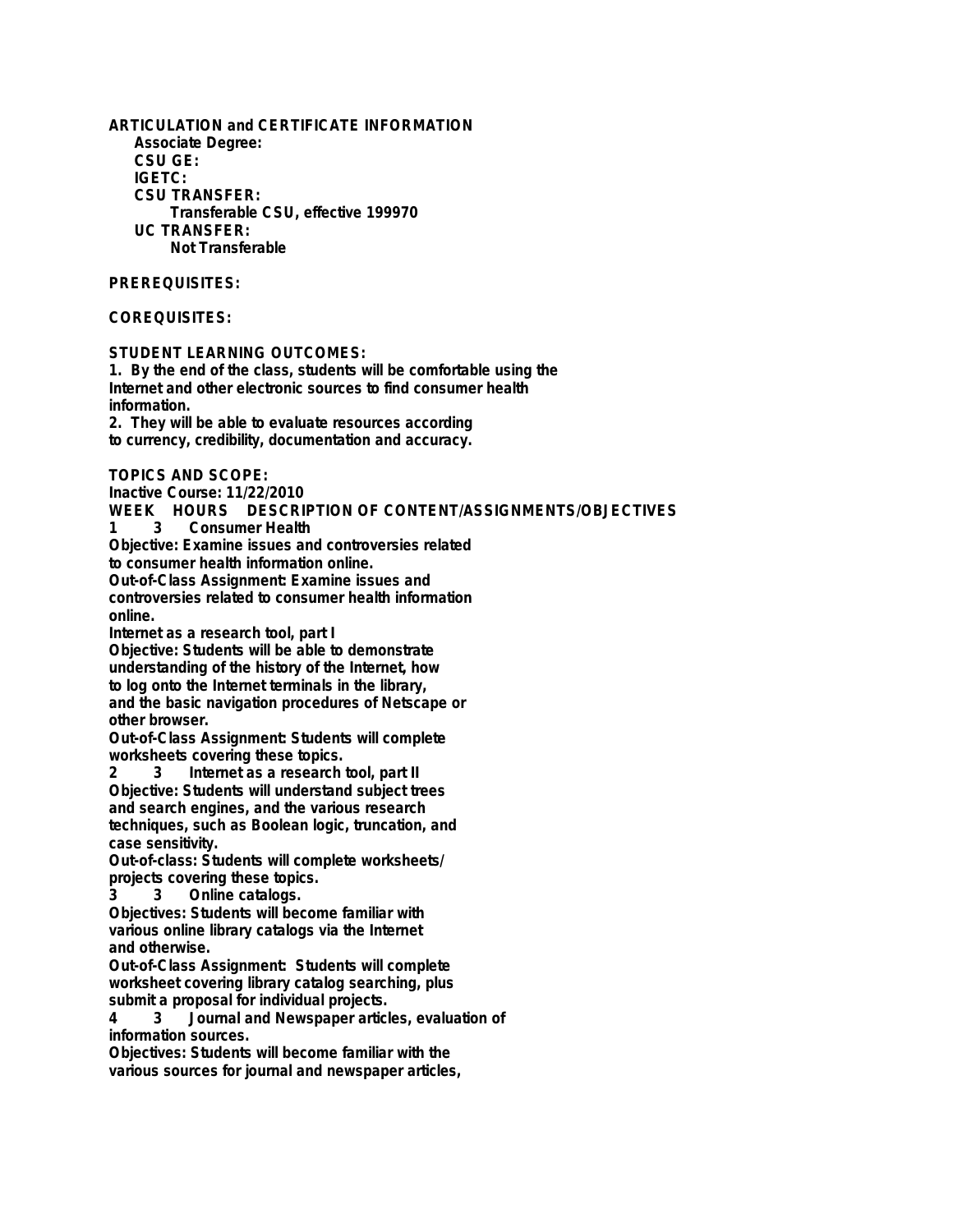**ARTICULATION and CERTIFICATE INFORMATION**

**Associate Degree:**

**CSU GE:**

**IGETC:**

**CSU TRANSFER:**

Transferable CSU, effective 199970

**UC TRANSFER:**

Not Transferable

**PREREQUISITES:**

**COREQUISITES:**

**STUDENT LEARNING OUTCOMES:**

1. By the end of the class, students will be comfortable using the Internet and other electronic sources to find consumer health information.
2. They will be able to evaluate resources according to currency, credibility, documentation and accuracy.

**TOPICS AND SCOPE:**

Inactive Course: 11/22/2010

**WEEK HOURS DESCRIPTION OF CONTENT/ASSIGNMENTS/OBJECTIVES**

1 3 Consumer Health

Objective: Examine issues and controversies related to consumer health information online.

Out-of-Class Assignment: Examine issues and controversies related to consumer health information online.

Internet as a research tool, part I

Objective: Students will be able to demonstrate understanding of the history of the Internet, how to log onto the Internet terminals in the library, and the basic navigation procedures of Netscape or other browser.

Out-of-Class Assignment: Students will complete worksheets covering these topics.

2 3 Internet as a research tool, part II

Objective: Students will understand subject trees and search engines, and the various research techniques, such as Boolean logic, truncation, and case sensitivity.

Out-of-class: Students will complete worksheets/ projects covering these topics.

3 3 Online catalogs.

Objectives: Students will become familiar with various online library catalogs via the Internet and otherwise.

Out-of-Class Assignment: Students will complete worksheet covering library catalog searching, plus submit a proposal for individual projects.

4 3 Journal and Newspaper articles, evaluation of information sources.

Objectives: Students will become familiar with the various sources for journal and newspaper articles,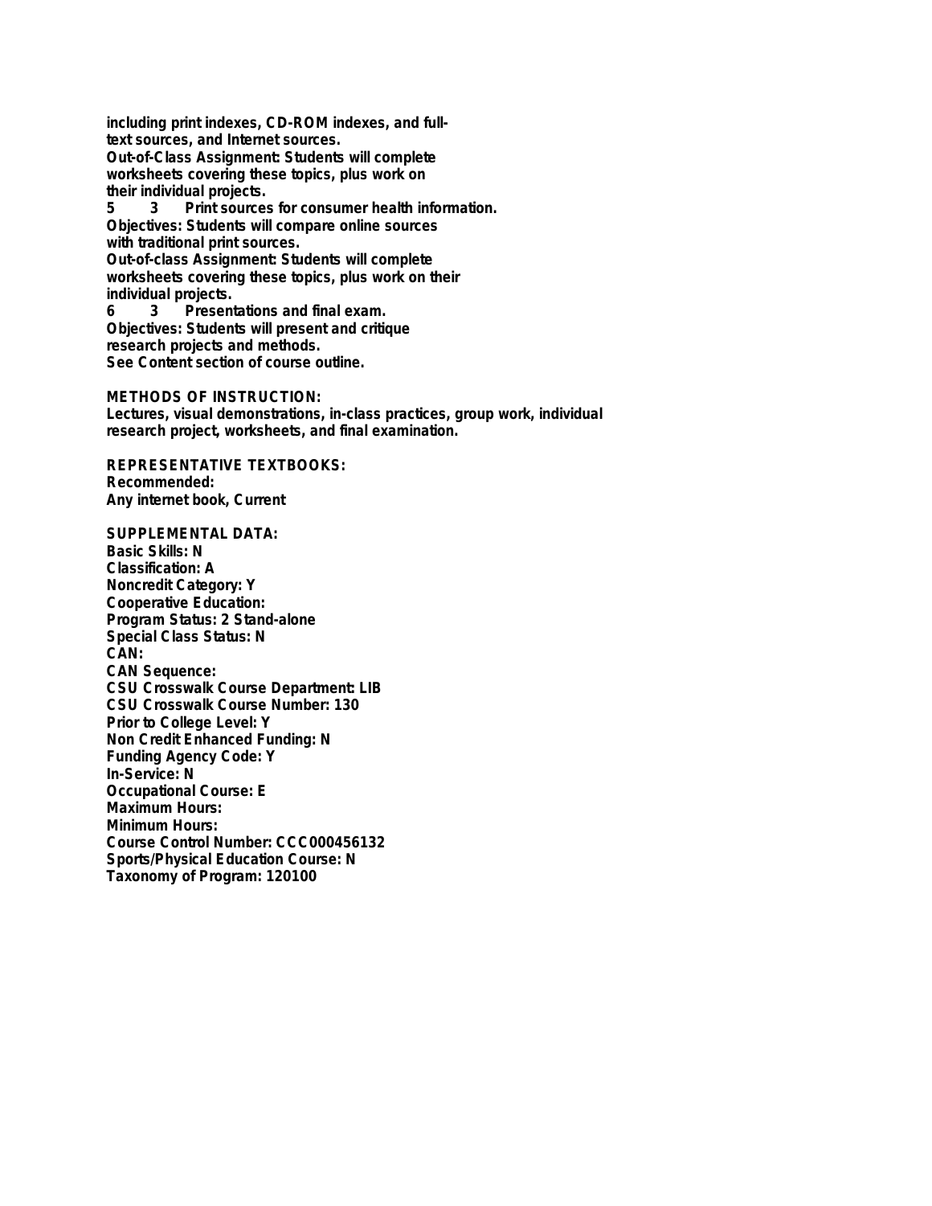including print indexes, CD-ROM indexes, and full-text sources, and Internet sources.
Out-of-Class Assignment: Students will complete worksheets covering these topics, plus work on their individual projects.

5 3 Print sources for consumer health information.
Objectives: Students will compare online sources with traditional print sources.
Out-of-class Assignment: Students will complete worksheets covering these topics, plus work on their individual projects.

6 3 Presentations and final exam.
Objectives: Students will present and critique research projects and methods.
See Content section of course outline.

## METHODS OF INSTRUCTION:

Lectures, visual demonstrations, in-class practices, group work, individual research project, worksheets, and final examination.

## REPRESENTATIVE TEXTBOOKS:

Recommended:
Any internet book, Current

## SUPPLEMENTAL DATA:

Basic Skills: N
Classification: A
Noncredit Category: Y
Cooperative Education:
Program Status: 2 Stand-alone
Special Class Status: N
CAN:
CAN Sequence:
CSU Crosswalk Course Department: LIB
CSU Crosswalk Course Number: 130
Prior to College Level: Y
Non Credit Enhanced Funding: N
Funding Agency Code: Y
In-Service: N
Occupational Course: E
Maximum Hours:
Minimum Hours:
Course Control Number: CCC000456132
Sports/Physical Education Course: N
Taxonomy of Program: 120100